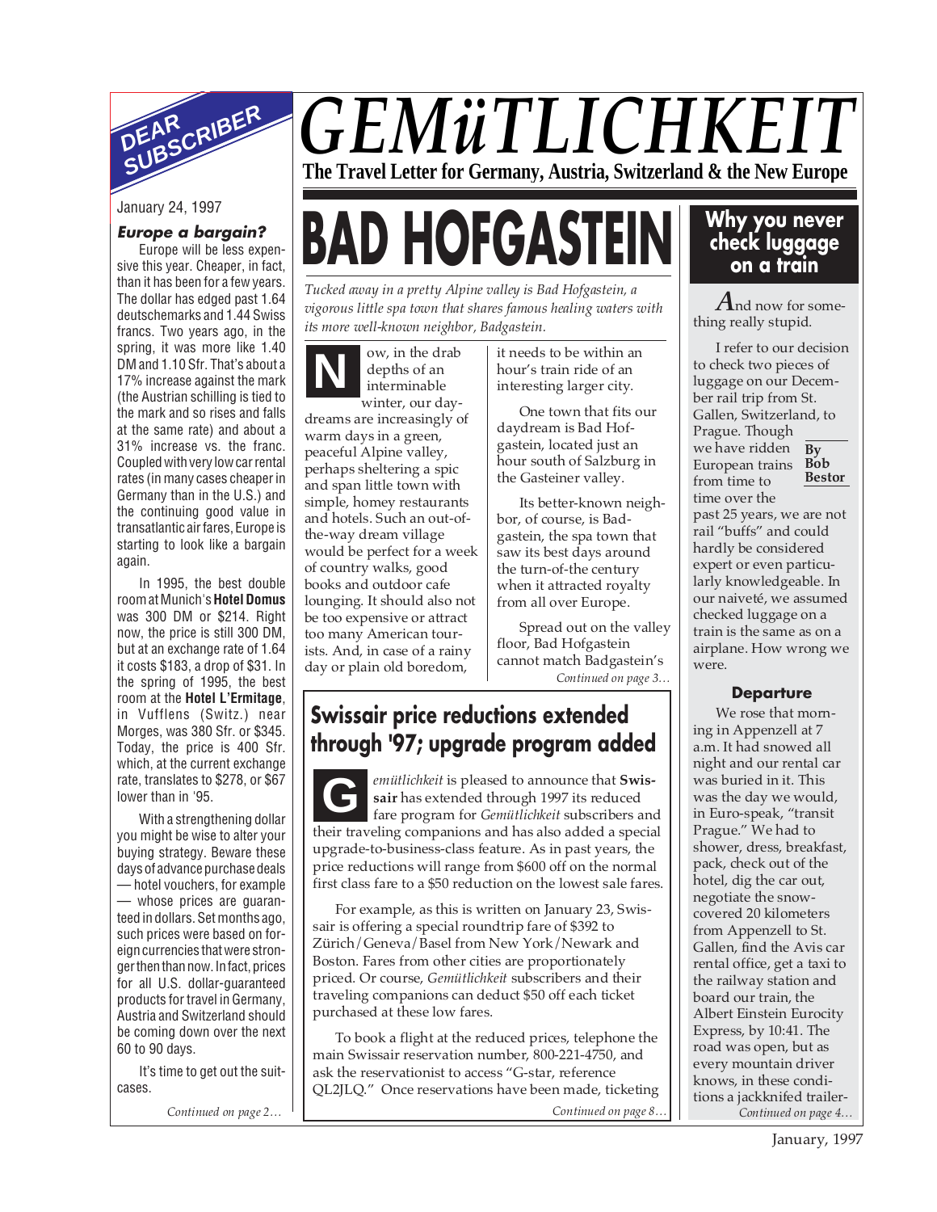# GEMüTLICHKEIT

**The Travel Letter for Germany, Austria, Switzerland & the New Europe**

## DEAR SUBSCRIBER

January 24, 1997

### *Europe a bargain?*

Europe will be less expensive this year. Cheaper, in fact, than it has been for a few years. The dollar has edged past 1.64 deutschemarks and 1.44 Swiss francs. Two years ago, in the spring, it was more like 1.40 DM and 1.10 Sfr. That's about a 17% increase against the mark (the Austrian schilling is tied to the mark and so rises and falls at the same rate) and about a 31% increase vs. the franc. Coupled with very low car rental rates (in many cases cheaper in Germany than in the U.S.) and the continuing good value in transatlantic air fares, Europe is starting to look like a bargain again.

In 1995, the best double room at Munich's **Hotel Domus** was 300 DM or $214. Right now, the price is still 300 DM, but at an exchange rate of 1.64 it costs $183, a drop of $31. In the spring of 1995, the best room at the **Hotel L'Ermitage**, in Vufflens (Switz.) near Morges, was 380 Sfr. or $345. Today, the price is 400 Sfr. which, at the current exchange rate, translates to $278, or $67 lower than in '95.

With a strengthening dollar you might be wise to alter your buying strategy. Beware these days of advance purchase deals — hotel vouchers, for example — whose prices are guaranteed in dollars. Set months ago, such prices were based on foreign currencies that were stronger then than now. In fact, prices for all U.S. dollar-guaranteed products for travel in Germany, Austria and Switzerland should be coming down over the next 60 to 90 days.

It's time to get out the suitcases.

*Continued on page 2…*

# BAD HOFGASTEIN

*Tucked away in a pretty Alpine valley is Bad Hofgastein, a vigorous little spa town that shares famous healing waters with its more well-known neighbor, Badgastein.*

Now, in the drab depths of an interminable winter, our daydreams are increasingly of warm days in a green, peaceful Alpine valley, perhaps sheltering a spic and span little town with simple, homey restaurants and hotels. Such an out-of-the-way dream village would be perfect for a week of country walks, good books and outdoor cafe lounging. It should also not be too expensive or attract too many American tourists. And, in case of a rainy day or plain old boredom, it needs to be within an hour's train ride of an interesting larger city.

One town that fits our daydream is Bad Hofgastein, located just an hour south of Salzburg in the Gasteiner valley.

Its better-known neighbor, of course, is Badgastein, the spa town that saw its best days around the turn-of-the century when it attracted royalty from all over Europe.

Spread out on the valley floor, Bad Hofgastein cannot match Badgastein's

*Continued on page 3…*

## Swissair price reductions extended through '97; upgrade program added

*Gemütlichkeit* is pleased to announce that **Swissair** has extended through 1997 its reduced fare program for *Gemütlichkeit* subscribers and their traveling companions and has also added a special upgrade-to-business-class feature. As in past years, the price reductions will range from $600 off on the normal first class fare to a $50 reduction on the lowest sale fares.

For example, as this is written on January 23, Swissair is offering a special roundtrip fare of $392 to Zürich/Geneva/Basel from New York/Newark and Boston. Fares from other cities are proportionately priced. Or course, *Gemütlichkeit* subscribers and their traveling companions can deduct $50 off each ticket purchased at these low fares.

To book a flight at the reduced prices, telephone the main Swissair reservation number, 800-221-4750, and ask the reservationist to access "G-star, reference QL2JLQ." Once reservations have been made, ticketing

*Continued on page 8…*

## Why you never check luggage on a train

**By Bob Bestor**

*A*nd now for something really stupid.

I refer to our decision to check two pieces of luggage on our December rail trip from St. Gallen, Switzerland, to Prague. Though we have ridden European trains from time to time over the past 25 years, we are not rail "buffs" and could hardly be considered expert or even particularly knowledgeable. In our naiveté, we assumed checked luggage on a train is the same as on a airplane. How wrong we were.

### Departure

We rose that morning in Appenzell at 7 a.m. It had snowed all night and our rental car was buried in it. This was the day we would, in Euro-speak, "transit Prague." We had to shower, dress, breakfast, pack, check out of the hotel, dig the car out, negotiate the snow-covered 20 kilometers from Appenzell to St. Gallen, find the Avis car rental office, get a taxi to the railway station and board our train, the Albert Einstein Eurocity Express, by 10:41. The road was open, but as every mountain driver knows, in these conditions a jackknifed trailer-

*Continued on page 4…*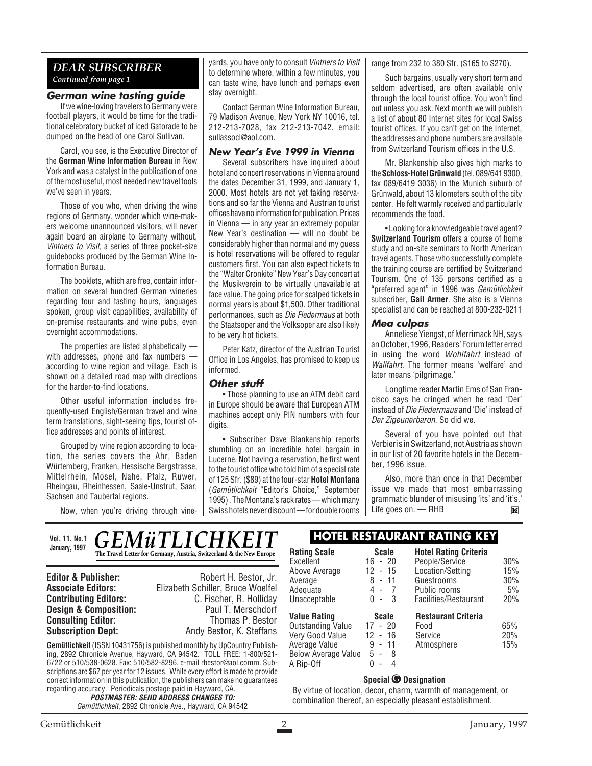## DEAR SUBSCRIBER

*Continued from page 1*

### German wine tasting guide

If we wine-loving travelers to Germany were football players, it would be time for the traditional celebratory bucket of iced Gatorade to be dumped on the head of one Carol Sullivan.

Carol, you see, is the Executive Director of the **German Wine Information Bureau** in New York and was a catalyst in the publication of one of the most useful, most needed new travel tools we've seen in years.

Those of you who, when driving the wine regions of Germany, wonder which wine-makers welcome unannounced visitors, will never again board an airplane to Germany without, *Vintners to Visit*, a series of three pocket-size guidebooks produced by the German Wine Information Bureau.

The booklets, which are free, contain information on several hundred German wineries regarding tour and tasting hours, languages spoken, group visit capabilities, availability of on-premise restaurants and wine pubs, even overnight accommodations.

The properties are listed alphabetically — with addresses, phone and fax numbers — according to wine region and village. Each is shown on a detailed road map with directions for the harder-to-find locations.

Other useful information includes frequently-used English/German travel and wine term translations, sight-seeing tips, tourist office addresses and points of interest.

Grouped by wine region according to location, the series covers the Ahr, Baden Würtemberg, Franken, Hessische Bergstrasse, Mittelrhein, Mosel, Nahe, Pfalz, Ruwer, Rheingau, Rheinhessen, Saale-Unstrut, Saar, Sachsen and Taubertal regions.

Now, when you're driving through vineyards, you have only to consult *Vintners to Visit* to determine where, within a few minutes, you can taste wine, have lunch and perhaps even stay overnight.

Contact German Wine Information Bureau, 79 Madison Avenue, New York NY 10016, tel. 212-213-7028, fax 212-213-7042. email: sullassocl@aol.com.

### New Year's Eve 1999 in Vienna

Several subscribers have inquired about hotel and concert reservations in Vienna around the dates December 31, 1999, and January 1, 2000. Most hotels are not yet taking reservations and so far the Vienna and Austrian tourist offices have no information for publication. Prices in Vienna — in any year an extremely popular New Year's destination — will no doubt be considerably higher than normal and my guess is hotel reservations will be offered to regular customers first. You can also expect tickets to the "Walter Cronkite" New Year's Day concert at the Musikverein to be virtually unavailable at face value. The going price for scalped tickets in normal years is about $1,500. Other traditional performances, such as *Die Fledermaus* at both the Staatsoper and the Volksoper are also likely to be very hot tickets.

Peter Katz, director of the Austrian Tourist Office in Los Angeles, has promised to keep us informed.

### Other stuff

• Those planning to use an ATM debit card in Europe should be aware that European ATM machines accept only PIN numbers with four digits.

• Subscriber Dave Blankenship reports stumbling on an incredible hotel bargain in Lucerne. Not having a reservation, he first went to the tourist office who told him of a special rate of 125 Sfr. ($89) at the four-star **Hotel Montana** (*Gemütlichkeit* "Editor's Choice," September 1995). The Montana's rack rates — which many Swiss hotels never discount — for double rooms range from 232 to 380 Sfr. ($165 to $270).

Such bargains, usually very short term and seldom advertised, are often available only through the local tourist office. You won't find out unless you ask. Next month we will publish a list of about 80 Internet sites for local Swiss tourist offices. If you can't get on the Internet, the addresses and phone numbers are available from Switzerland Tourism offices in the U.S.

Mr. Blankenship also gives high marks to the **Schloss-Hotel Grünwald** (tel. 089/641 9300, fax 089/6419 3036) in the Munich suburb of Grünwald, about 13 kilometers south of the city center. He felt warmly received and particularly recommends the food.

• Looking for a knowledgeable travel agent? **Switzerland Tourism** offers a course of home study and on-site seminars to North American travel agents. Those who successfully complete the training course are certified by Switzerland Tourism. One of 135 persons certified as a "preferred agent" in 1996 was *Gemütlichkeit* subscriber, **Gail Armer**. She also is a Vienna specialist and can be reached at 800-232-0211

### Mea culpas

Anneliese Yiengst, of Merrimack NH, says an October, 1996, Readers' Forum letter erred in using the word *Wohlfahrt* instead of *Wallfahrt*. The former means 'welfare' and later means 'pilgrimage.'

Longtime reader Martin Ems of San Francisco says he cringed when he read 'Der' instead of *Die Fledermaus* and 'Die' instead of *Der Zigeunerbaron*. So did we.

Several of you have pointed out that Verbier is in Switzerland, not Austria as shown in our list of 20 favorite hotels in the December, 1996 issue.

Also, more than once in that December issue we made that most embarrassing grammatic blunder of misusing 'its' and 'it's.' Life goes on. — RHB

---

**Vol. 11, No.1 January, 1997**

# GEMüTLICHKEIT

**The Travel Letter for Germany, Austria, Switzerland & the New Europe**

| | |
|---|---|
| **Editor & Publisher:** | Robert H. Bestor, Jr. |
| **Associate Editors:** | Elizabeth Schiller, Bruce Woelfel |
| **Contributing Editors:** | C. Fischer, R. Holliday |
| **Design & Composition:** | Paul T. Merschdorf |
| **Consulting Editor:** | Thomas P. Bestor |
| **Subscription Dept:** | Andy Bestor, K. Steffans |

**Gemütlichkeit** (ISSN 10431756) is published monthly by UpCountry Publishing, 2892 Chronicle Avenue, Hayward, CA 94542. TOLL FREE: 1-800/521-6722 or 510/538-0628. Fax: 510/582-8296. e-mail rbestor@aol.comm. Subscriptions are $67 per year for 12 issues. While every effort is made to provide correct information in this publication, the publishers can make no guarantees regarding accuracy. Periodicals postage paid in Hayward, CA.

***POSTMASTER: SEND ADDRESS CHANGES TO:***
*Gemütlichkeit*, 2892 Chronicle Ave., Hayward, CA 94542

## HOTEL RESTAURANT RATING KEY

| Rating Scale | Scale | Hotel Rating Criteria | |
|---|---|---|---|
| Excellent | 16 - 20 | People/Service | 30% |
| Above Average | 12 - 15 | Location/Setting | 15% |
| Average | 8 - 11 | Guestrooms | 30% |
| Adequate | 4 - 7 | Public rooms | 5% |
| Unacceptable | 0 - 3 | Facilities/Restaurant | 20% |

| Value Rating | Scale | Restaurant Criteria | |
|---|---|---|---|
| Outstanding Value | 17 - 20 | Food | 65% |
| Very Good Value | 12 - 16 | Service | 20% |
| Average Value | 9 - 11 | Atmosphere | 15% |
| Below Average Value | 5 - 8 | | |
| A Rip-Off | 0 - 4 | | |

**Special G Designation**

By virtue of location, decor, charm, warmth of management, or combination thereof, an especially pleasant establishment.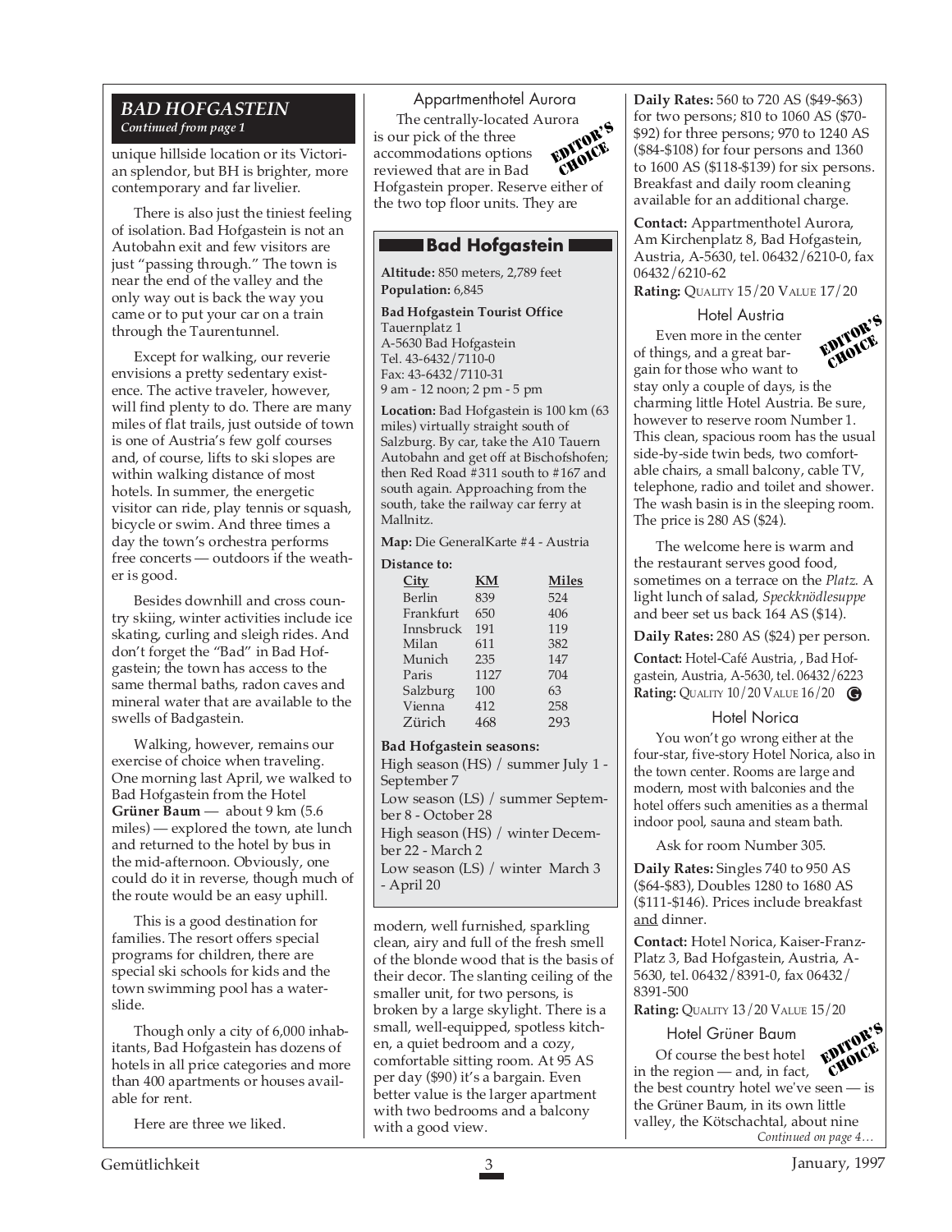## BAD HOFGASTEIN

*Continued from page 1*

unique hillside location or its Victorian splendor, but BH is brighter, more contemporary and far livelier.

There is also just the tiniest feeling of isolation. Bad Hofgastein is not an Autobahn exit and few visitors are just "passing through." The town is near the end of the valley and the only way out is back the way you came or to put your car on a train through the Taurentunnel.

Except for walking, our reverie envisions a pretty sedentary existence. The active traveler, however, will find plenty to do. There are many miles of flat trails, just outside of town is one of Austria's few golf courses and, of course, lifts to ski slopes are within walking distance of most hotels. In summer, the energetic visitor can ride, play tennis or squash, bicycle or swim. And three times a day the town's orchestra performs free concerts — outdoors if the weather is good.

Besides downhill and cross country skiing, winter activities include ice skating, curling and sleigh rides. And don't forget the "Bad" in Bad Hofgastein; the town has access to the same thermal baths, radon caves and mineral water that are available to the swells of Badgastein.

Walking, however, remains our exercise of choice when traveling. One morning last April, we walked to Bad Hofgastein from the Hotel **Grüner Baum** — about 9 km (5.6 miles) — explored the town, ate lunch and returned to the hotel by bus in the mid-afternoon. Obviously, one could do it in reverse, though much of the route would be an easy uphill.

This is a good destination for families. The resort offers special programs for children, there are special ski schools for kids and the town swimming pool has a waterslide.

Though only a city of 6,000 inhabitants, Bad Hofgastein has dozens of hotels in all price categories and more than 400 apartments or houses available for rent.

Here are three we liked.

### Appartmenthotel Aurora

**EDITOR'S CHOICE**

The centrally-located Aurora is our pick of the three accommodations options reviewed that are in Bad Hofgastein proper. Reserve either of the two top floor units. They are modern, well furnished, sparkling clean, airy and full of the fresh smell of the blonde wood that is the basis of their decor. The slanting ceiling of the smaller unit, for two persons, is broken by a large skylight. There is a small, well-equipped, spotless kitchen, a quiet bedroom and a cozy, comfortable sitting room. At 95 AS per day ($90) it's a bargain. Even better value is the larger apartment with two bedrooms and a balcony with a good view.

**Daily Rates:** 560 to 720 AS ($49-$63) for two persons; 810 to 1060 AS ($70-$92) for three persons; 970 to 1240 AS ($84-$108) for four persons and 1360 to 1600 AS ($118-$139) for six persons. Breakfast and daily room cleaning available for an additional charge.

**Contact:** Appartmenthotel Aurora, Am Kirchenplatz 8, Bad Hofgastein, Austria, A-5630, tel. 06432/6210-0, fax 06432/6210-62

**Rating:** QUALITY 15/20 VALUE 17/20

---

### Bad Hofgastein

**Altitude:** 850 meters, 2,789 feet

**Population:** 6,845

**Bad Hofgastein Tourist Office**
Tauernplatz 1
A-5630 Bad Hofgastein
Tel. 43-6432/7110-0
Fax: 43-6432/7110-31
9 am - 12 noon; 2 pm - 5 pm

**Location:** Bad Hofgastein is 100 km (63 miles) virtually straight south of Salzburg. By car, take the A10 Tauern Autobahn and get off at Bischofshofen; then Red Road #311 south to #167 and south again. Approaching from the south, take the railway car ferry at Mallnitz.

**Map:** Die GeneralKarte #4 - Austria

**Distance to:**

| City | KM | Miles |
|---|---|---|
| Berlin | 839 | 524 |
| Frankfurt | 650 | 406 |
| Innsbruck | 191 | 119 |
| Milan | 611 | 382 |
| Munich | 235 | 147 |
| Paris | 1127 | 704 |
| Salzburg | 100 | 63 |
| Vienna | 412 | 258 |
| Zürich | 468 | 293 |

**Bad Hofgastein seasons:**

High season (HS) / summer July 1 - September 7

Low season (LS) / summer September 8 - October 28

High season (HS) / winter December 22 - March 2

Low season (LS) / winter March 3 - April 20

---

### Hotel Austria

**EDITOR'S CHOICE**

Even more in the center of things, and a great bargain for those who want to stay only a couple of days, is the charming little Hotel Austria. Be sure, however to reserve room Number 1. This clean, spacious room has the usual side-by-side twin beds, two comfortable chairs, a small balcony, cable TV, telephone, radio and toilet and shower. The wash basin is in the sleeping room. The price is 280 AS ($24).

The welcome here is warm and the restaurant serves good food, sometimes on a terrace on the *Platz.* A light lunch of salad, *Speckknödlesuppe* and beer set us back 164 AS ($14).

**Daily Rates:** 280 AS ($24) per person.

**Contact:** Hotel-Café Austria, , Bad Hofgastein, Austria, A-5630, tel. 06432/6223

**Rating:** QUALITY 10/20 VALUE 16/20 G

### Hotel Norica

You won't go wrong either at the four-star, five-story Hotel Norica, also in the town center. Rooms are large and modern, most with balconies and the hotel offers such amenities as a thermal indoor pool, sauna and steam bath.

Ask for room Number 305.

**Daily Rates:** Singles 740 to 950 AS ($64-$83), Doubles 1280 to 1680 AS ($111-$146). Prices include breakfast and dinner.

**Contact:** Hotel Norica, Kaiser-Franz-Platz 3, Bad Hofgastein, Austria, A-5630, tel. 06432/8391-0, fax 06432/8391-500

**Rating:** QUALITY 13/20 VALUE 15/20

### Hotel Grüner Baum

**EDITOR'S CHOICE**

Of course the best hotel in the region — and, in fact, the best country hotel we've seen — is the Grüner Baum, in its own little valley, the Kötschachtal, about nine

*Continued on page 4…*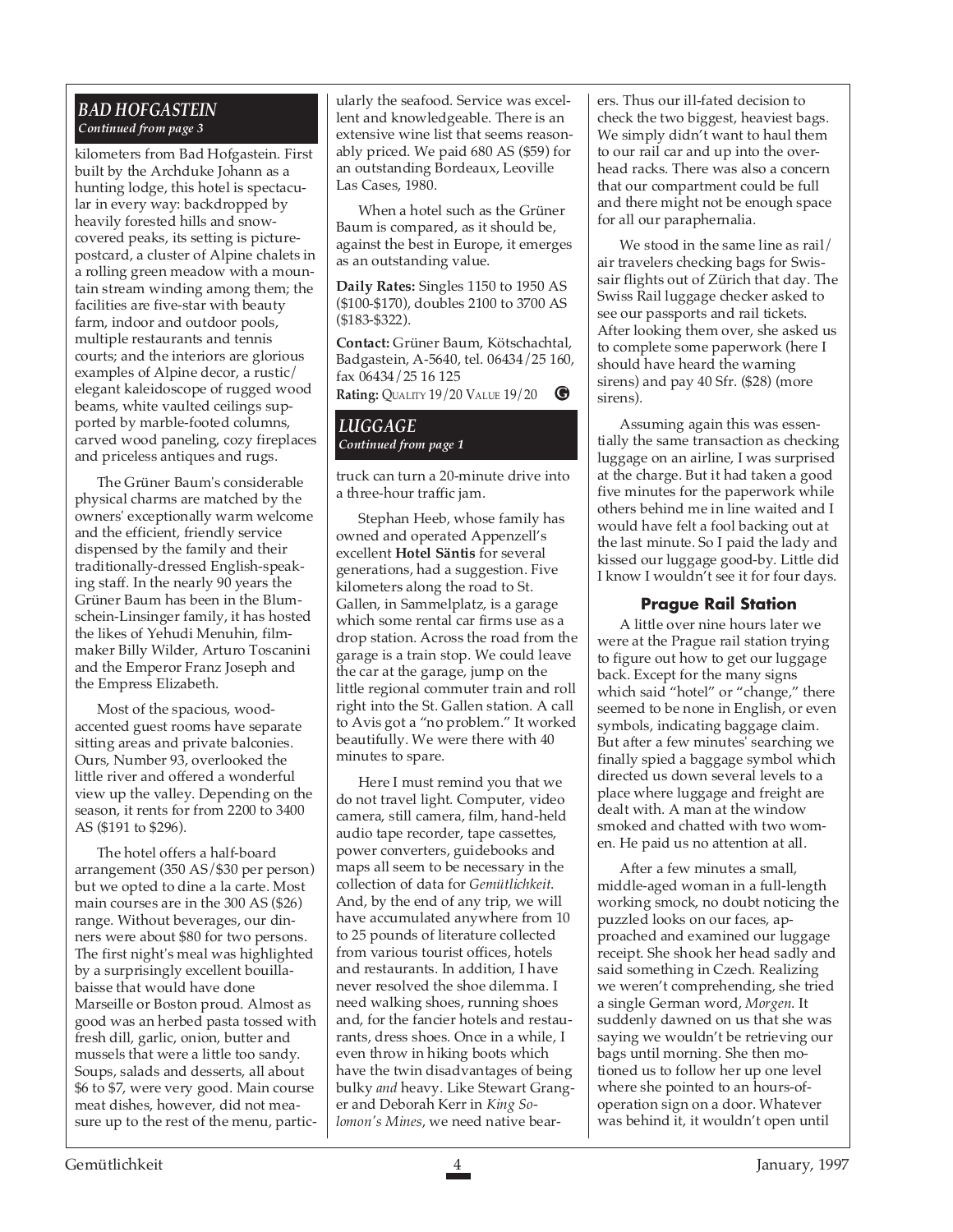## *BAD HOFGASTEIN*

*Continued from page 3*

kilometers from Bad Hofgastein. First built by the Archduke Johann as a hunting lodge, this hotel is spectacular in every way: backdropped by heavily forested hills and snow-covered peaks, its setting is picture-postcard, a cluster of Alpine chalets in a rolling green meadow with a mountain stream winding among them; the facilities are five-star with beauty farm, indoor and outdoor pools, multiple restaurants and tennis courts; and the interiors are glorious examples of Alpine decor, a rustic/elegant kaleidoscope of rugged wood beams, white vaulted ceilings supported by marble-footed columns, carved wood paneling, cozy fireplaces and priceless antiques and rugs.

The Grüner Baum's considerable physical charms are matched by the owners' exceptionally warm welcome and the efficient, friendly service dispensed by the family and their traditionally-dressed English-speaking staff. In the nearly 90 years the Grüner Baum has been in the Blumschein-Linsinger family, it has hosted the likes of Yehudi Menuhin, film-maker Billy Wilder, Arturo Toscanini and the Emperor Franz Joseph and the Empress Elizabeth.

Most of the spacious, wood-accented guest rooms have separate sitting areas and private balconies. Ours, Number 93, overlooked the little river and offered a wonderful view up the valley. Depending on the season, it rents for from 2200 to 3400 AS ($191 to $296).

The hotel offers a half-board arrangement (350 AS/$30 per person) but we opted to dine a la carte. Most main courses are in the 300 AS ($26) range. Without beverages, our dinners were about $80 for two persons. The first night's meal was highlighted by a surprisingly excellent bouillabaisse that would have done Marseille or Boston proud. Almost as good was an herbed pasta tossed with fresh dill, garlic, onion, butter and mussels that were a little too sandy. Soups, salads and desserts, all about $6 to $7, were very good. Main course meat dishes, however, did not measure up to the rest of the menu, particularly the seafood. Service was excellent and knowledgeable. There is an extensive wine list that seems reasonably priced. We paid 680 AS ($59) for an outstanding Bordeaux, Leoville Las Cases, 1980.

When a hotel such as the Grüner Baum is compared, as it should be, against the best in Europe, it emerges as an outstanding value.

**Daily Rates:** Singles 1150 to 1950 AS ($100-$170), doubles 2100 to 3700 AS ($183-$322).

**Contact:** Grüner Baum, Kötschachtal, Badgastein, A-5640, tel. 06434/25 160, fax 06434/25 16 125

**Rating:** QUALITY 19/20 VALUE 19/20 G

## *LUGGAGE*

*Continued from page 1*

truck can turn a 20-minute drive into a three-hour traffic jam.

Stephan Heeb, whose family has owned and operated Appenzell's excellent **Hotel Säntis** for several generations, had a suggestion. Five kilometers along the road to St. Gallen, in Sammelplatz, is a garage which some rental car firms use as a drop station. Across the road from the garage is a train stop. We could leave the car at the garage, jump on the little regional commuter train and roll right into the St. Gallen station. A call to Avis got a "no problem." It worked beautifully. We were there with 40 minutes to spare.

Here I must remind you that we do not travel light. Computer, video camera, still camera, film, hand-held audio tape recorder, tape cassettes, power converters, guidebooks and maps all seem to be necessary in the collection of data for *Gemütlichkeit*. And, by the end of any trip, we will have accumulated anywhere from 10 to 25 pounds of literature collected from various tourist offices, hotels and restaurants. In addition, I have never resolved the shoe dilemma. I need walking shoes, running shoes and, for the fancier hotels and restaurants, dress shoes. Once in a while, I even throw in hiking boots which have the twin disadvantages of being bulky *and* heavy. Like Stewart Granger and Deborah Kerr in *King Solomon's Mines*, we need native bearers. Thus our ill-fated decision to check the two biggest, heaviest bags. We simply didn't want to haul them to our rail car and up into the overhead racks. There was also a concern that our compartment could be full and there might not be enough space for all our paraphernalia.

We stood in the same line as rail/air travelers checking bags for Swissair flights out of Zürich that day. The Swiss Rail luggage checker asked to see our passports and rail tickets. After looking them over, she asked us to complete some paperwork (here I should have heard the warning sirens) and pay 40 Sfr. ($28) (more sirens).

Assuming again this was essentially the same transaction as checking luggage on an airline, I was surprised at the charge. But it had taken a good five minutes for the paperwork while others behind me in line waited and I would have felt a fool backing out at the last minute. So I paid the lady and kissed our luggage good-by. Little did I know I wouldn't see it for four days.

### Prague Rail Station

A little over nine hours later we were at the Prague rail station trying to figure out how to get our luggage back. Except for the many signs which said "hotel" or "change," there seemed to be none in English, or even symbols, indicating baggage claim. But after a few minutes' searching we finally spied a baggage symbol which directed us down several levels to a place where luggage and freight are dealt with. A man at the window smoked and chatted with two women. He paid us no attention at all.

After a few minutes a small, middle-aged woman in a full-length working smock, no doubt noticing the puzzled looks on our faces, approached and examined our luggage receipt. She shook her head sadly and said something in Czech. Realizing we weren't comprehending, she tried a single German word, *Morgen*. It suddenly dawned on us that she was saying we wouldn't be retrieving our bags until morning. She then motioned us to follow her up one level where she pointed to an hours-of-operation sign on a door. Whatever was behind it, it wouldn't open until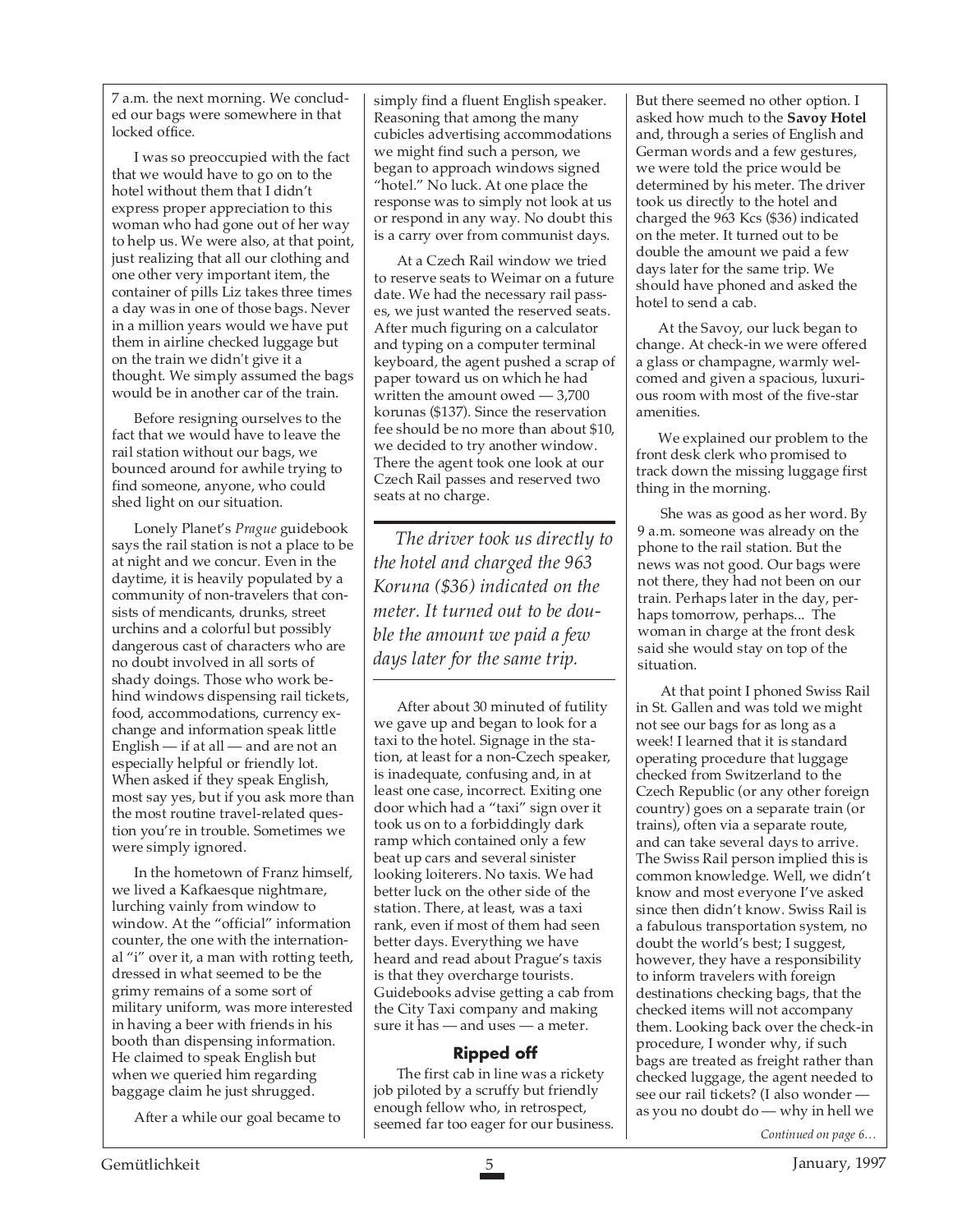7 a.m. the next morning. We concluded our bags were somewhere in that locked office.

I was so preoccupied with the fact that we would have to go on to the hotel without them that I didn't express proper appreciation to this woman who had gone out of her way to help us. We were also, at that point, just realizing that all our clothing and one other very important item, the container of pills Liz takes three times a day was in one of those bags. Never in a million years would we have put them in airline checked luggage but on the train we didn't give it a thought. We simply assumed the bags would be in another car of the train.

Before resigning ourselves to the fact that we would have to leave the rail station without our bags, we bounced around for awhile trying to find someone, anyone, who could shed light on our situation.

Lonely Planet's *Prague* guidebook says the rail station is not a place to be at night and we concur. Even in the daytime, it is heavily populated by a community of non-travelers that consists of mendicants, drunks, street urchins and a colorful but possibly dangerous cast of characters who are no doubt involved in all sorts of shady doings. Those who work behind windows dispensing rail tickets, food, accommodations, currency exchange and information speak little English — if at all — and are not an especially helpful or friendly lot. When asked if they speak English, most say yes, but if you ask more than the most routine travel-related question you're in trouble. Sometimes we were simply ignored.

In the hometown of Franz himself, we lived a Kafkaesque nightmare, lurching vainly from window to window. At the "official" information counter, the one with the international "i" over it, a man with rotting teeth, dressed in what seemed to be the grimy remains of a some sort of military uniform, was more interested in having a beer with friends in his booth than dispensing information. He claimed to speak English but when we queried him regarding baggage claim he just shrugged.

After a while our goal became to simply find a fluent English speaker. Reasoning that among the many cubicles advertising accommodations we might find such a person, we began to approach windows signed "hotel." No luck. At one place the response was to simply not look at us or respond in any way. No doubt this is a carry over from communist days.

At a Czech Rail window we tried to reserve seats to Weimar on a future date. We had the necessary rail passes, we just wanted the reserved seats. After much figuring on a calculator and typing on a computer terminal keyboard, the agent pushed a scrap of paper toward us on which he had written the amount owed — 3,700 korunas ($137). Since the reservation fee should be no more than about $10, we decided to try another window. There the agent took one look at our Czech Rail passes and reserved two seats at no charge.

> *The driver took us directly to the hotel and charged the 963 Koruna ($36) indicated on the meter. It turned out to be double the amount we paid a few days later for the same trip.*

After about 30 minuted of futility we gave up and began to look for a taxi to the hotel. Signage in the station, at least for a non-Czech speaker, is inadequate, confusing and, in at least one case, incorrect. Exiting one door which had a "taxi" sign over it took us on to a forbiddingly dark ramp which contained only a few beat up cars and several sinister looking loiterers. No taxis. We had better luck on the other side of the station. There, at least, was a taxi rank, even if most of them had seen better days. Everything we have heard and read about Prague's taxis is that they overcharge tourists. Guidebooks advise getting a cab from the City Taxi company and making sure it has — and uses — a meter.

### Ripped off

The first cab in line was a rickety job piloted by a scruffy but friendly enough fellow who, in retrospect, seemed far too eager for our business. But there seemed no other option. I asked how much to the **Savoy Hotel** and, through a series of English and German words and a few gestures, we were told the price would be determined by his meter. The driver took us directly to the hotel and charged the 963 Kcs ($36) indicated on the meter. It turned out to be double the amount we paid a few days later for the same trip. We should have phoned and asked the hotel to send a cab.

At the Savoy, our luck began to change. At check-in we were offered a glass or champagne, warmly welcomed and given a spacious, luxurious room with most of the five-star amenities.

We explained our problem to the front desk clerk who promised to track down the missing luggage first thing in the morning.

She was as good as her word. By 9 a.m. someone was already on the phone to the rail station. But the news was not good. Our bags were not there, they had not been on our train. Perhaps later in the day, perhaps tomorrow, perhaps... The woman in charge at the front desk said she would stay on top of the situation.

At that point I phoned Swiss Rail in St. Gallen and was told we might not see our bags for as long as a week! I learned that it is standard operating procedure that luggage checked from Switzerland to the Czech Republic (or any other foreign country) goes on a separate train (or trains), often via a separate route, and can take several days to arrive. The Swiss Rail person implied this is common knowledge. Well, we didn't know and most everyone I've asked since then didn't know. Swiss Rail is a fabulous transportation system, no doubt the world's best; I suggest, however, they have a responsibility to inform travelers with foreign destinations checking bags, that the checked items will not accompany them. Looking back over the check-in procedure, I wonder why, if such bags are treated as freight rather than checked luggage, the agent needed to see our rail tickets? (I also wonder — as you no doubt do — why in hell we

*Continued on page 6…*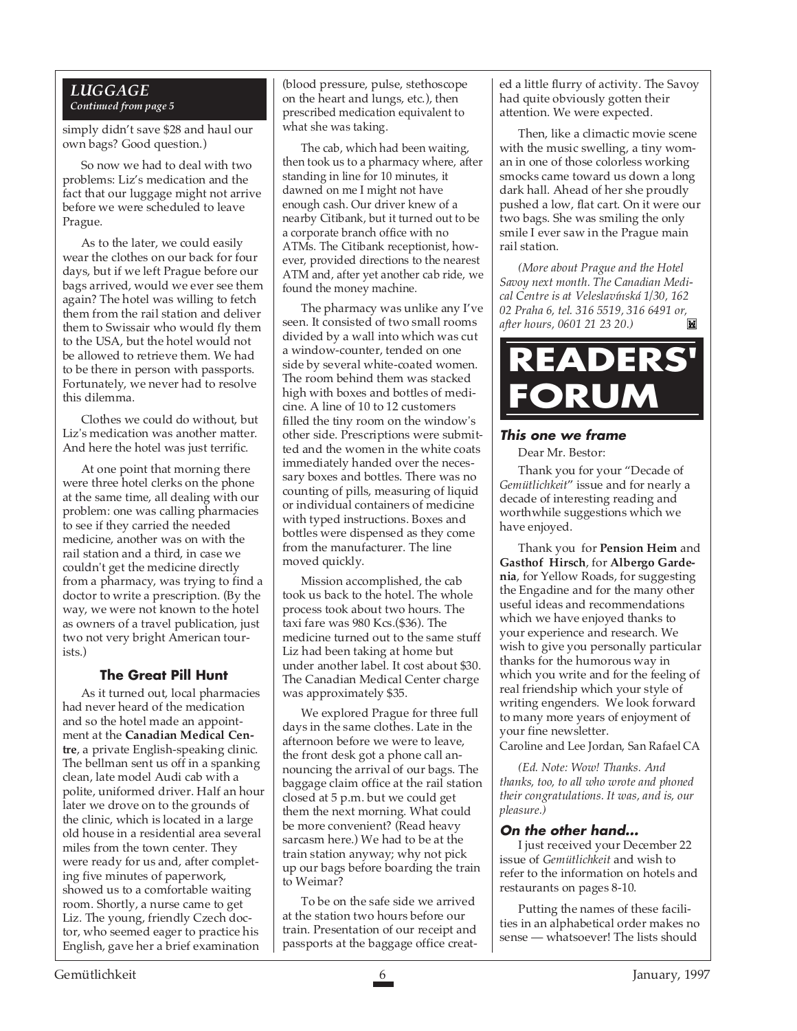## LUGGAGE

*Continued from page 5*

simply didn't save $28 and haul our own bags? Good question.)

So now we had to deal with two problems: Liz's medication and the fact that our luggage might not arrive before we were scheduled to leave Prague.

As to the later, we could easily wear the clothes on our back for four days, but if we left Prague before our bags arrived, would we ever see them again? The hotel was willing to fetch them from the rail station and deliver them to Swissair who would fly them to the USA, but the hotel would not be allowed to retrieve them. We had to be there in person with passports. Fortunately, we never had to resolve this dilemma.

Clothes we could do without, but Liz's medication was another matter. And here the hotel was just terrific.

At one point that morning there were three hotel clerks on the phone at the same time, all dealing with our problem: one was calling pharmacies to see if they carried the needed medicine, another was on with the rail station and a third, in case we couldn't get the medicine directly from a pharmacy, was trying to find a doctor to write a prescription. (By the way, we were not known to the hotel as owners of a travel publication, just two not very bright American tourists.)

### The Great Pill Hunt

As it turned out, local pharmacies had never heard of the medication and so the hotel made an appointment at the **Canadian Medical Centre**, a private English-speaking clinic. The bellman sent us off in a spanking clean, late model Audi cab with a polite, uniformed driver. Half an hour later we drove on to the grounds of the clinic, which is located in a large old house in a residential area several miles from the town center. They were ready for us and, after completing five minutes of paperwork, showed us to a comfortable waiting room. Shortly, a nurse came to get Liz. The young, friendly Czech doctor, who seemed eager to practice his English, gave her a brief examination (blood pressure, pulse, stethoscope on the heart and lungs, etc.), then prescribed medication equivalent to what she was taking.

The cab, which had been waiting, then took us to a pharmacy where, after standing in line for 10 minutes, it dawned on me I might not have enough cash. Our driver knew of a nearby Citibank, but it turned out to be a corporate branch office with no ATMs. The Citibank receptionist, however, provided directions to the nearest ATM and, after yet another cab ride, we found the money machine.

The pharmacy was unlike any I've seen. It consisted of two small rooms divided by a wall into which was cut a window-counter, tended on one side by several white-coated women. The room behind them was stacked high with boxes and bottles of medicine. A line of 10 to 12 customers filled the tiny room on the window's other side. Prescriptions were submitted and the women in the white coats immediately handed over the necessary boxes and bottles. There was no counting of pills, measuring of liquid or individual containers of medicine with typed instructions. Boxes and bottles were dispensed as they come from the manufacturer. The line moved quickly.

Mission accomplished, the cab took us back to the hotel. The whole process took about two hours. The taxi fare was 980 Kcs.($36). The medicine turned out to the same stuff Liz had been taking at home but under another label. It cost about $30. The Canadian Medical Center charge was approximately $35.

We explored Prague for three full days in the same clothes. Late in the afternoon before we were to leave, the front desk got a phone call announcing the arrival of our bags. The baggage claim office at the rail station closed at 5 p.m. but we could get them the next morning. What could be more convenient? (Read heavy sarcasm here.) We had to be at the train station anyway; why not pick up our bags before boarding the train to Weimar?

To be on the safe side we arrived at the station two hours before our train. Presentation of our receipt and passports at the baggage office created a little flurry of activity. The Savoy had quite obviously gotten their attention. We were expected.

Then, like a climactic movie scene with the music swelling, a tiny woman in one of those colorless working smocks came toward us down a long dark hall. Ahead of her she proudly pushed a low, flat cart. On it were our two bags. She was smiling the only smile I ever saw in the Prague main rail station.

*(More about Prague and the Hotel Savoy next month. The Canadian Medical Centre is at Veleslavínská 1/30, 162 02 Praha 6, tel. 316 5519, 316 6491 or, after hours, 0601 21 23 20.)*

# READERS' FORUM

### This one we frame

Dear Mr. Bestor:

Thank you for your "Decade of *Gemütlichkeit*" issue and for nearly a decade of interesting reading and worthwhile suggestions which we have enjoyed.

Thank you for **Pension Heim** and **Gasthof Hirsch**, for **Albergo Gardenia**, for Yellow Roads, for suggesting the Engadine and for the many other useful ideas and recommendations which we have enjoyed thanks to your experience and research. We wish to give you personally particular thanks for the humorous way in which you write and for the feeling of real friendship which your style of writing engenders. We look forward to many more years of enjoyment of your fine newsletter.

Caroline and Lee Jordan, San Rafael CA

*(Ed. Note: Wow! Thanks. And thanks, too, to all who wrote and phoned their congratulations. It was, and is, our pleasure.)*

### On the other hand...

I just received your December 22 issue of *Gemütlichkeit* and wish to refer to the information on hotels and restaurants on pages 8-10.

Putting the names of these facilities in an alphabetical order makes no sense — whatsoever! The lists should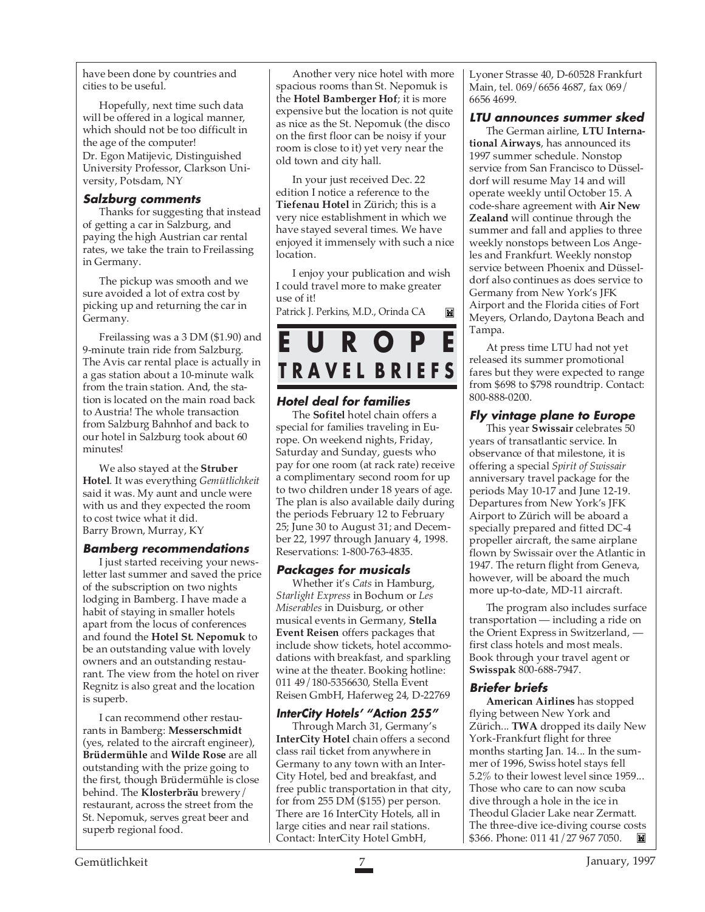have been done by countries and cities to be useful.

Hopefully, next time such data will be offered in a logical manner, which should not be too difficult in the age of the computer!
Dr. Egon Matijevic, Distinguished University Professor, Clarkson University, Potsdam, NY

### Salzburg comments

Thanks for suggesting that instead of getting a car in Salzburg, and paying the high Austrian car rental rates, we take the train to Freilassing in Germany.

The pickup was smooth and we sure avoided a lot of extra cost by picking up and returning the car in Germany.

Freilassing was a 3 DM ($1.90) and 9-minute train ride from Salzburg. The Avis car rental place is actually in a gas station about a 10-minute walk from the train station. And, the station is located on the main road back to Austria! The whole transaction from Salzburg Bahnhof and back to our hotel in Salzburg took about 60 minutes!

We also stayed at the **Struber Hotel**. It was everything *Gemütlichkeit* said it was. My aunt and uncle were with us and they expected the room to cost twice what it did.
Barry Brown, Murray, KY

### Bamberg recommendations

I just started receiving your newsletter last summer and saved the price of the subscription on two nights lodging in Bamberg. I have made a habit of staying in smaller hotels apart from the locus of conferences and found the **Hotel St. Nepomuk** to be an outstanding value with lovely owners and an outstanding restaurant. The view from the hotel on river Regnitz is also great and the location is superb.

I can recommend other restaurants in Bamberg: **Messerschmidt** (yes, related to the aircraft engineer), **Brüdermühle** and **Wilde Rose** are all outstanding with the prize going to the first, though Brüdermühle is close behind. The **Klosterbräu** brewery/ restaurant, across the street from the St. Nepomuk, serves great beer and superb regional food.

Another very nice hotel with more spacious rooms than St. Nepomuk is the **Hotel Bamberger Hof**; it is more expensive but the location is not quite as nice as the St. Nepomuk (the disco on the first floor can be noisy if your room is close to it) yet very near the old town and city hall.

In your just received Dec. 22 edition I notice a reference to the **Tiefenau Hotel** in Zürich; this is a very nice establishment in which we have stayed several times. We have enjoyed it immensely with such a nice location.

I enjoy your publication and wish I could travel more to make greater use of it!
Patrick J. Perkins, M.D., Orinda CA

# EUROPE TRAVEL BRIEFS

### Hotel deal for families

The **Sofitel** hotel chain offers a special for families traveling in Europe. On weekend nights, Friday, Saturday and Sunday, guests who pay for one room (at rack rate) receive a complimentary second room for up to two children under 18 years of age. The plan is also available daily during the periods February 12 to February 25; June 30 to August 31; and December 22, 1997 through January 4, 1998. Reservations: 1-800-763-4835.

### Packages for musicals

Whether it's *Cats* in Hamburg, *Starlight Express* in Bochum or *Les Miserables* in Duisburg, or other musical events in Germany, **Stella Event Reisen** offers packages that include show tickets, hotel accommodations with breakfast, and sparkling wine at the theater. Booking hotline: 011 49/180-5356630, Stella Event Reisen GmbH, Haferweg 24, D-22769

### InterCity Hotels' "Action 255"

Through March 31, Germany's **InterCity Hotel** chain offers a second class rail ticket from anywhere in Germany to any town with an InterCity Hotel, bed and breakfast, and free public transportation in that city, for from 255 DM ($155) per person. There are 16 InterCity Hotels, all in large cities and near rail stations. Contact: InterCity Hotel GmbH, Lyoner Strasse 40, D-60528 Frankfurt Main, tel. 069/6656 4687, fax 069/ 6656 4699.

### LTU announces summer sked

The German airline, **LTU International Airways**, has announced its 1997 summer schedule. Nonstop service from San Francisco to Düsseldorf will resume May 14 and will operate weekly until October 15. A code-share agreement with **Air New Zealand** will continue through the summer and fall and applies to three weekly nonstops between Los Angeles and Frankfurt. Weekly nonstop service between Phoenix and Düsseldorf also continues as does service to Germany from New York's JFK Airport and the Florida cities of Fort Meyers, Orlando, Daytona Beach and Tampa.

At press time LTU had not yet released its summer promotional fares but they were expected to range from $698 to $798 roundtrip. Contact: 800-888-0200.

### Fly vintage plane to Europe

This year **Swissair** celebrates 50 years of transatlantic service. In observance of that milestone, it is offering a special *Spirit of Swissair* anniversary travel package for the periods May 10-17 and June 12-19. Departures from New York's JFK Airport to Zürich will be aboard a specially prepared and fitted DC-4 propeller aircraft, the same airplane flown by Swissair over the Atlantic in 1947. The return flight from Geneva, however, will be aboard the much more up-to-date, MD-11 aircraft.

The program also includes surface transportation — including a ride on the Orient Express in Switzerland, — first class hotels and most meals. Book through your travel agent or **Swisspak** 800-688-7947.

### Briefer briefs

**American Airlines** has stopped flying between New York and Zürich... **TWA** dropped its daily New York-Frankfurt flight for three months starting Jan. 14... In the summer of 1996, Swiss hotel stays fell 5.2% to their lowest level since 1959... Those who care to can now scuba dive through a hole in the ice in Theodul Glacier Lake near Zermatt. The three-dive ice-diving course costs $366. Phone: 011 41/27 967 7050.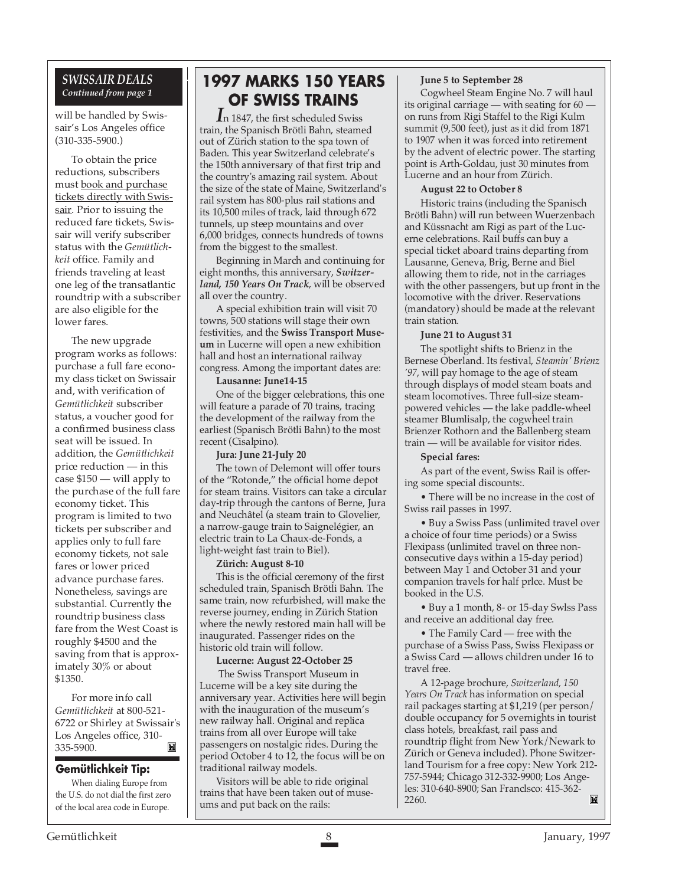*SWISSAIR DEALS*
*Continued from page 1*

will be handled by Swissair's Los Angeles office (310-335-5900.)

To obtain the price reductions, subscribers must book and purchase tickets directly with Swissair. Prior to issuing the reduced fare tickets, Swissair will verify subscriber status with the *Gemütlichkeit* office. Family and friends traveling at least one leg of the transatlantic roundtrip with a subscriber are also eligible for the lower fares.

The new upgrade program works as follows: purchase a full fare economy class ticket on Swissair and, with verification of *Gemütlichkeit* subscriber status, a voucher good for a confirmed business class seat will be issued. In addition, the *Gemütlichkeit* price reduction — in this case $150 — will apply to the purchase of the full fare economy ticket. This program is limited to two tickets per subscriber and applies only to full fare economy tickets, not sale fares or lower priced advance purchase fares. Nonetheless, savings are substantial. Currently the roundtrip business class fare from the West Coast is roughly $4500 and the saving from that is approximately 30% or about $1350.

For more info call *Gemütlichkeit* at 800-521-6722 or Shirley at Swissair's Los Angeles office, 310-335-5900.

**Gemütlichkeit Tip:**

When dialing Europe from the U.S. do not dial the first zero of the local area code in Europe.

# 1997 MARKS 150 YEARS OF SWISS TRAINS

In 1847, the first scheduled Swiss train, the Spanisch Brötli Bahn, steamed out of Zürich station to the spa town of Baden. This year Switzerland celebrate's the 150th anniversary of that first trip and the country's amazing rail system. About the size of the state of Maine, Switzerland's rail system has 800-plus rail stations and its 10,500 miles of track, laid through 672 tunnels, up steep mountains and over 6,000 bridges, connects hundreds of towns from the biggest to the smallest.

Beginning in March and continuing for eight months, this anniversary, ***Switzerland, 150 Years On Track***, will be observed all over the country.

A special exhibition train will visit 70 towns, 500 stations will stage their own festivities, and the **Swiss Transport Museum** in Lucerne will open a new exhibition hall and host an international railway congress. Among the important dates are:

**Lausanne: June14-15**

One of the bigger celebrations, this one will feature a parade of 70 trains, tracing the development of the railway from the earliest (Spanisch Brötli Bahn) to the most recent (Cisalpino).

**Jura: June 21-July 20**

The town of Delemont will offer tours of the "Rotonde," the official home depot for steam trains. Visitors can take a circular day-trip through the cantons of Berne, Jura and Neuchâtel (a steam train to Glovelier, a narrow-gauge train to Saignelégier, an electric train to La Chaux-de-Fonds, a light-weight fast train to Biel).

**Zürich: August 8-10**

This is the official ceremony of the first scheduled train, Spanisch Brötli Bahn. The same train, now refurbished, will make the reverse journey, ending in Zürich Station where the newly restored main hall will be inaugurated. Passenger rides on the historic old train will follow.

**Lucerne: August 22-October 25**

The Swiss Transport Museum in Lucerne will be a key site during the anniversary year. Activities here will begin with the inauguration of the museum's new railway hall. Original and replica trains from all over Europe will take passengers on nostalgic rides. During the period October 4 to 12, the focus will be on traditional railway models.

Visitors will be able to ride original trains that have been taken out of museums and put back on the rails:

**June 5 to September 28**

Cogwheel Steam Engine No. 7 will haul its original carriage — with seating for 60 — on runs from Rigi Staffel to the Rigi Kulm summit (9,500 feet), just as it did from 1871 to 1907 when it was forced into retirement by the advent of electric power. The starting point is Arth-Goldau, just 30 minutes from Lucerne and an hour from Zürich.

**August 22 to October 8**

Historic trains (including the Spanisch Brötli Bahn) will run between Wuerzenbach and Küssnacht am Rigi as part of the Lucerne celebrations. Rail buffs can buy a special ticket aboard trains departing from Lausanne, Geneva, Brig, Berne and Biel allowing them to ride, not in the carriages with the other passengers, but up front in the locomotive with the driver. Reservations (mandatory) should be made at the relevant train station.

**June 21 to August 31**

The spotlight shifts to Brienz in the Bernese Oberland. Its festival, *Steamin' Brienz '97*, will pay homage to the age of steam through displays of model steam boats and steam locomotives. Three full-size steam-powered vehicles — the lake paddle-wheel steamer Blumlisalp, the cogwheel train Brienzer Rothorn and the Ballenberg steam train — will be available for visitor rides.

**Special fares:**

As part of the event, Swiss Rail is offering some special discounts:.

- There will be no increase in the cost of Swiss rail passes in 1997.
- Buy a Swiss Pass (unlimited travel over a choice of four time periods) or a Swiss Flexipass (unlimited travel on three non-consecutive days within a 15-day period) between May 1 and October 31 and your companion travels for half prlce. Must be booked in the U.S.
- Buy a 1 month, 8- or 15-day Swlss Pass and receive an additional day free.
- The Family Card — free with the purchase of a Swiss Pass, Swiss Flexipass or a Swiss Card — allows children under 16 to travel free.

A 12-page brochure, *Switzerland, 150 Years On Track* has information on special rail packages starting at $1,219 (per person/double occupancy for 5 overnights in tourist class hotels, breakfast, rail pass and roundtrip flight from New York/Newark to Zürich or Geneva included). Phone Switzerland Tourism for a free copy: New York 212-757-5944; Chicago 312-332-9900; Los Angeles: 310-640-8900; San Franclsco: 415-362-2260.